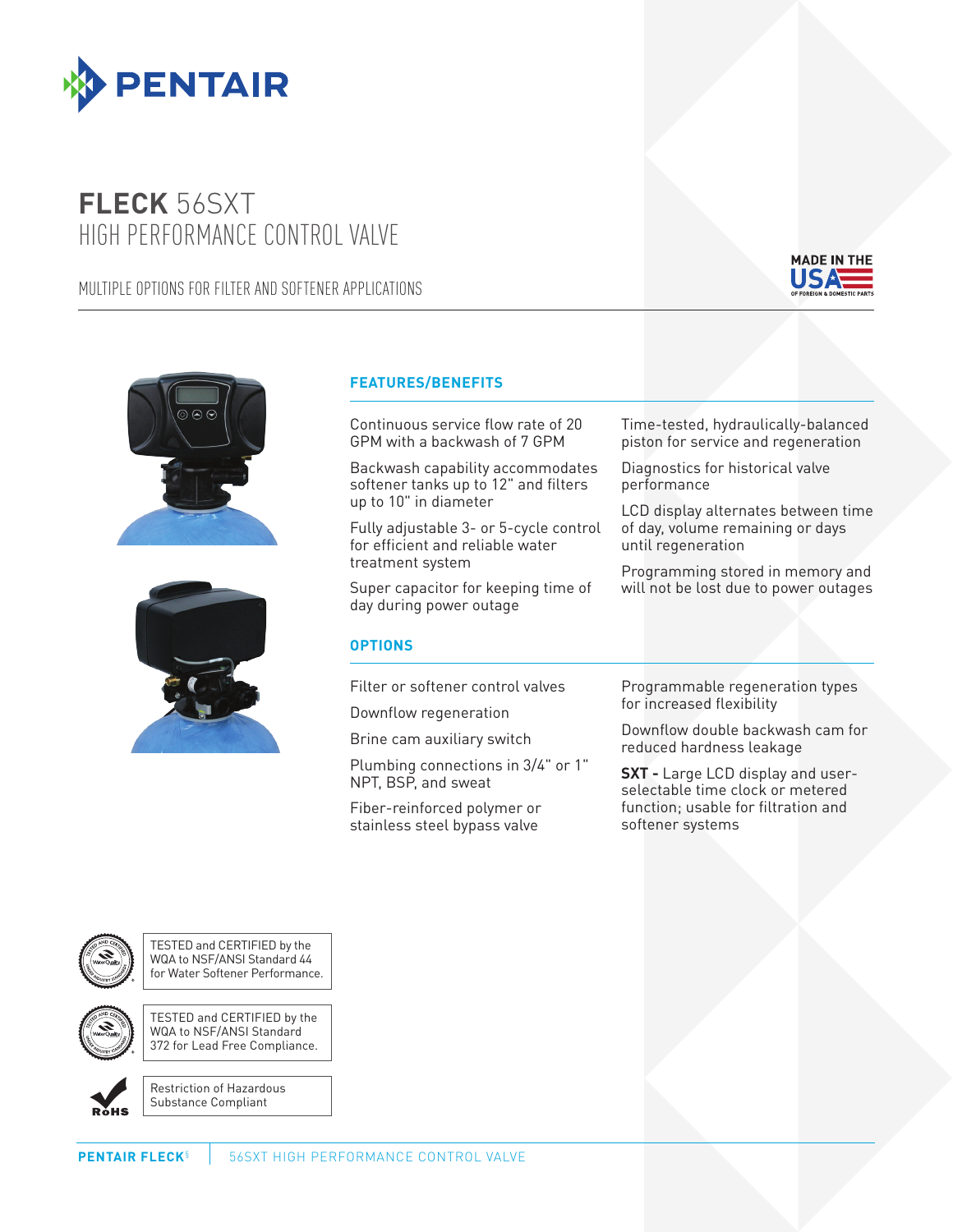# FLECK 56SXT HIGH PERFORMANCE CONTROL VALVE

MULTIPLE OPTIONS FOR FILTER AND SOFTENER APPLICATIONS

MADE IN THE USA OF FOREIGN & DOMESTIC PARTS

## FEATURES/BENEFITS

Continuous service flow rate of 20 GPM with a backwash of 7 GPM

Backwash capability accommodates softener tanks up to 12" and filters up to 10" in diameter

Fully adjustable 3- or 5-cycle control for efficient and reliable water treatment system

Super capacitor for keeping time of day during power outage

Time-tested, hydraulically-balanced piston for service and regeneration

Diagnostics for historical valve performance

LCD display alternates between time of day, volume remaining or days until regeneration

Programming stored in memory and will not be lost due to power outages

## OPTIONS

Filter or softener control valves

Downflow regeneration

Brine cam auxiliary switch

Plumbing connections in 3/4" or 1" NPT, BSP, and sweat

Fiber-reinforced polymer or stainless steel bypass valve

Programmable regeneration types for increased flexibility

Downflow double backwash cam for reduced hardness leakage

**SXT -** Large LCD display and user-selectable time clock or metered function; usable for filtration and softener systems

TESTED and CERTIFIED by the WQA to NSF/ANSI Standard 44 for Water Softener Performance.

TESTED and CERTIFIED by the WQA to NSF/ANSI Standard 372 for Lead Free Compliance.

Restriction of Hazardous Substance Compliant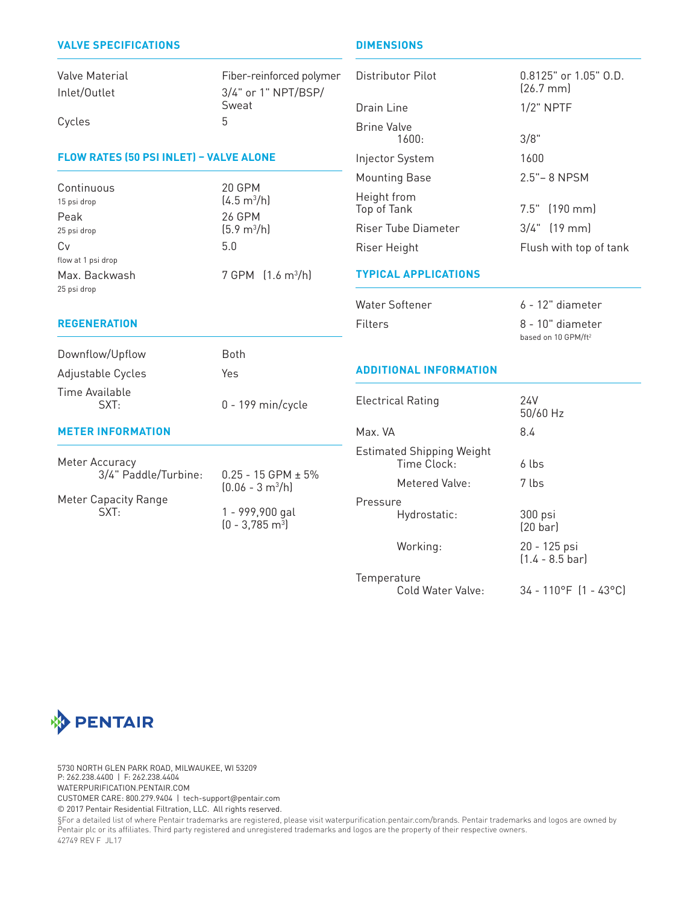## VALVE SPECIFICATIONS

| | |
|---|---|
| Valve Material | Fiber-reinforced polymer |
| Inlet/Outlet | 3/4" or 1" NPT/BSP/ Sweat |
| Cycles | 5 |

## FLOW RATES (50 PSI INLET) – VALVE ALONE

| | |
|---|---|
| Continuous<br>15 psi drop | 20 GPM<br>(4.5 $m^3/h$) |
| Peak<br>25 psi drop | 26 GPM<br>(5.9 $m^3/h$) |
| Cv<br>flow at 1 psi drop | 5.0 |
| Max. Backwash<br>25 psi drop | 7 GPM (1.6 $m^3/h$) |

## REGENERATION

| | |
|---|---|
| Downflow/Upflow | Both |
| Adjustable Cycles | Yes |
| Time Available<br>SXT: | 0 - 199 min/cycle |

## METER INFORMATION

| | |
|---|---|
| Meter Accuracy<br>3/4" Paddle/Turbine: | 0.25 - 15 GPM ± 5%<br>(0.06 - 3 $m^3/h$) |
| Meter Capacity Range<br>SXT: | 1 - 999,900 gal<br>(0 - 3,785 $m^3$) |

## DIMENSIONS

| | |
|---|---|
| Distributor Pilot | 0.8125" or 1.05" O.D. (26.7 mm) |
| Drain Line | 1/2" NPTF |
| Brine Valve<br>1600: | 3/8" |
| Injector System | 1600 |
| Mounting Base | 2.5"– 8 NPSM |
| Height from Top of Tank | 7.5" (190 mm) |
| Riser Tube Diameter | 3/4" (19 mm) |
| Riser Height | Flush with top of tank |

## TYPICAL APPLICATIONS

| | |
|---|---|
| Water Softener | 6 - 12" diameter |
| Filters | 8 - 10" diameter<br>based on 10 GPM/ft² |

## ADDITIONAL INFORMATION

| | |
|---|---|
| Electrical Rating | 24V<br>50/60 Hz |
| Max. VA | 8.4 |
| Estimated Shipping Weight<br>Time Clock: | 6 lbs |
| Metered Valve: | 7 lbs |
| Pressure<br>Hydrostatic: | 300 psi<br>(20 bar) |
| Working: | 20 - 125 psi<br>(1.4 - 8.5 bar) |
| Temperature<br>Cold Water Valve: | 34 - 110°F (1 - 43°C) |

PENTAIR

5730 NORTH GLEN PARK ROAD, MILWAUKEE, WI 53209
P: 262.238.4400 | F: 262.238.4404
WATERPURIFICATION.PENTAIR.COM
CUSTOMER CARE: 800.279.9404 | tech-support@pentair.com
© 2017 Pentair Residential Filtration, LLC. All rights reserved.
§For a detailed list of where Pentair trademarks are registered, please visit waterpurification.pentair.com/brands. Pentair trademarks and logos are owned by Pentair plc or its affiliates. Third party registered and unregistered trademarks and logos are the property of their respective owners.
42749 REV F JL17